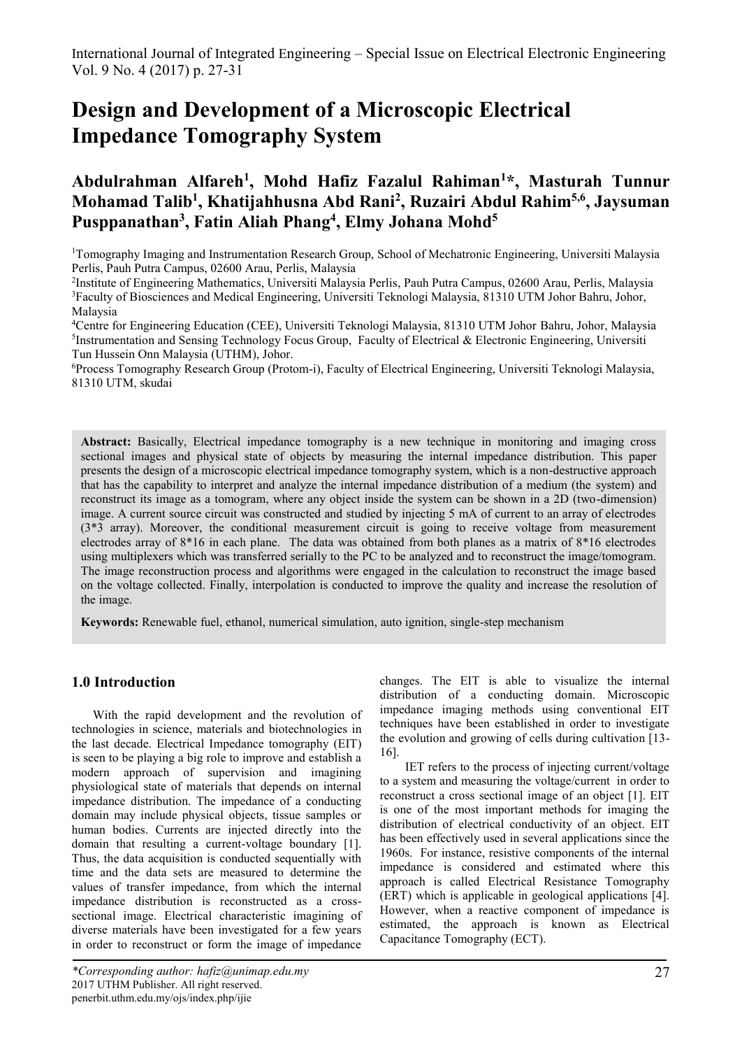# Design and Development of a Microscopic Electrical Impedance Tomography System

**Abdulrahman Alfareh[1], Mohd Hafiz Fazalul Rahiman[1]*, Masturah Tunnur Mohamad Talib[1], Khatijahhusna Abd Rani[2], Ruzairi Abdul Rahim[5,6], Jaysuman Pusppanathan[3], Fatin Aliah Phang[4], Elmy Johana Mohd[5]**

[1]Tomography Imaging and Instrumentation Research Group, School of Mechatronic Engineering, Universiti Malaysia Perlis, Pauh Putra Campus, 02600 Arau, Perlis, Malaysia
[2]Institute of Engineering Mathematics, Universiti Malaysia Perlis, Pauh Putra Campus, 02600 Arau, Perlis, Malaysia
[3]Faculty of Biosciences and Medical Engineering, Universiti Teknologi Malaysia, 81310 UTM Johor Bahru, Johor, Malaysia
[4]Centre for Engineering Education (CEE), Universiti Teknologi Malaysia, 81310 UTM Johor Bahru, Johor, Malaysia
[5]Instrumentation and Sensing Technology Focus Group, Faculty of Electrical & Electronic Engineering, Universiti Tun Hussein Onn Malaysia (UTHM), Johor.
[6]Process Tomography Research Group (Protom-i), Faculty of Electrical Engineering, Universiti Teknologi Malaysia, 81310 UTM, skudai

**Abstract:** Basically, Electrical impedance tomography is a new technique in monitoring and imaging cross sectional images and physical state of objects by measuring the internal impedance distribution. This paper presents the design of a microscopic electrical impedance tomography system, which is a non-destructive approach that has the capability to interpret and analyze the internal impedance distribution of a medium (the system) and reconstruct its image as a tomogram, where any object inside the system can be shown in a 2D (two-dimension) image. A current source circuit was constructed and studied by injecting 5 mA of current to an array of electrodes (3*3 array). Moreover, the conditional measurement circuit is going to receive voltage from measurement electrodes array of 8*16 in each plane. The data was obtained from both planes as a matrix of 8*16 electrodes using multiplexers which was transferred serially to the PC to be analyzed and to reconstruct the image/tomogram. The image reconstruction process and algorithms were engaged in the calculation to reconstruct the image based on the voltage collected. Finally, interpolation is conducted to improve the quality and increase the resolution of the image.

**Keywords:** Renewable fuel, ethanol, numerical simulation, auto ignition, single-step mechanism

## 1.0 Introduction

With the rapid development and the revolution of technologies in science, materials and biotechnologies in the last decade. Electrical Impedance tomography (EIT) is seen to be playing a big role to improve and establish a modern approach of supervision and imagining physiological state of materials that depends on internal impedance distribution. The impedance of a conducting domain may include physical objects, tissue samples or human bodies. Currents are injected directly into the domain that resulting a current-voltage boundary [1]. Thus, the data acquisition is conducted sequentially with time and the data sets are measured to determine the values of transfer impedance, from which the internal impedance distribution is reconstructed as a cross-sectional image. Electrical characteristic imagining of diverse materials have been investigated for a few years in order to reconstruct or form the image of impedance changes. The EIT is able to visualize the internal distribution of a conducting domain. Microscopic impedance imaging methods using conventional EIT techniques have been established in order to investigate the evolution and growing of cells during cultivation [13-16].

IET refers to the process of injecting current/voltage to a system and measuring the voltage/current in order to reconstruct a cross sectional image of an object [1]. EIT is one of the most important methods for imaging the distribution of electrical conductivity of an object. EIT has been effectively used in several applications since the 1960s. For instance, resistive components of the internal impedance is considered and estimated where this approach is called Electrical Resistance Tomography (ERT) which is applicable in geological applications [4]. However, when a reactive component of impedance is estimated, the approach is known as Electrical Capacitance Tomography (ECT).

*Corresponding author: hafiz@unimap.edu.my
2017 UTHM Publisher. All right reserved.
penerbit.uthm.edu.my/ojs/index.php/ijie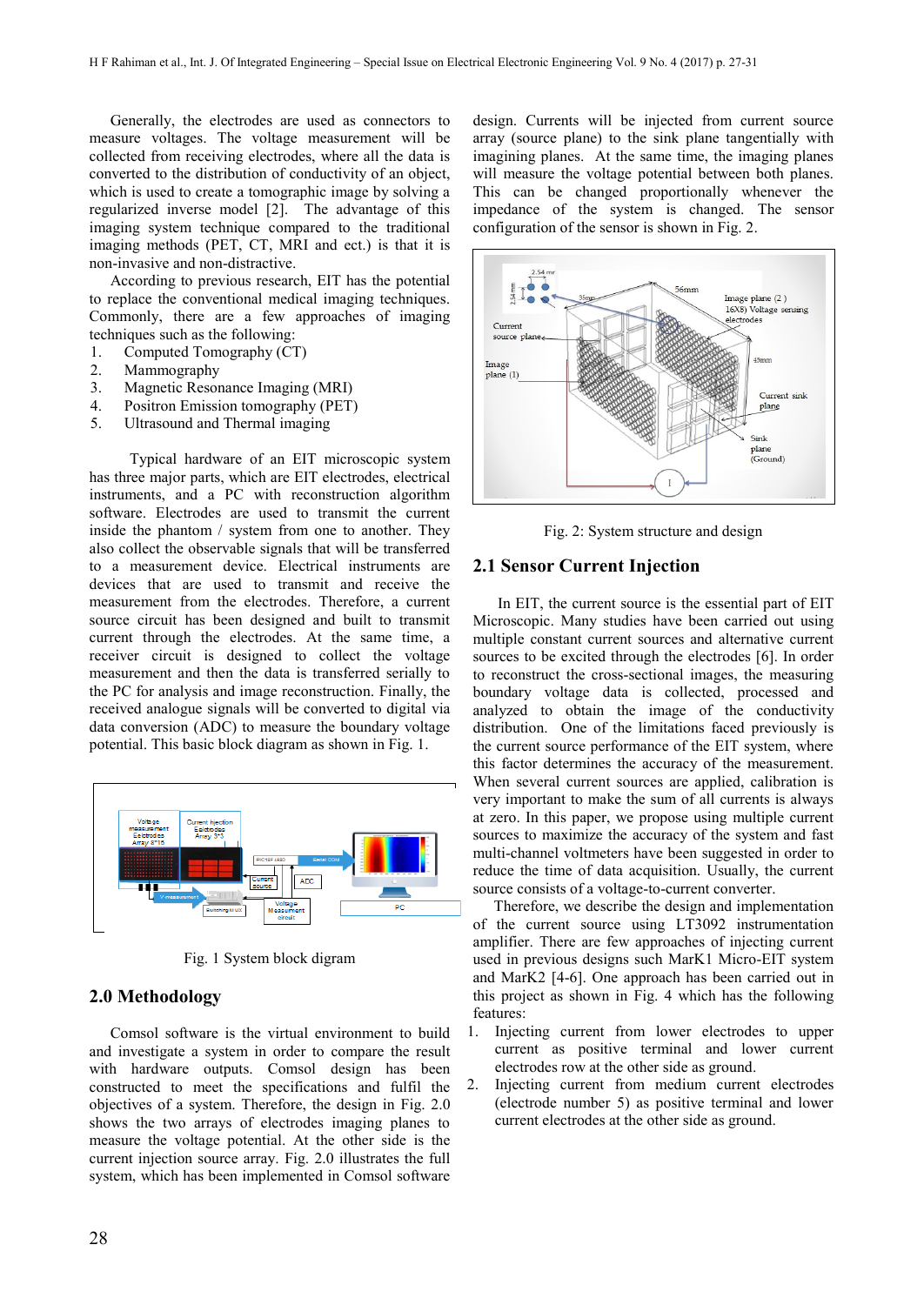Generally, the electrodes are used as connectors to measure voltages. The voltage measurement will be collected from receiving electrodes, where all the data is converted to the distribution of conductivity of an object, which is used to create a tomographic image by solving a regularized inverse model [2]. The advantage of this imaging system technique compared to the traditional imaging methods (PET, CT, MRI and ect.) is that it is non-invasive and non-distractive.

According to previous research, EIT has the potential to replace the conventional medical imaging techniques. Commonly, there are a few approaches of imaging techniques such as the following:

1. Computed Tomography (CT)
2. Mammography
3. Magnetic Resonance Imaging (MRI)
4. Positron Emission tomography (PET)
5. Ultrasound and Thermal imaging

Typical hardware of an EIT microscopic system has three major parts, which are EIT electrodes, electrical instruments, and a PC with reconstruction algorithm software. Electrodes are used to transmit the current inside the phantom / system from one to another. They also collect the observable signals that will be transferred to a measurement device. Electrical instruments are devices that are used to transmit and receive the measurement from the electrodes. Therefore, a current source circuit has been designed and built to transmit current through the electrodes. At the same time, a receiver circuit is designed to collect the voltage measurement and then the data is transferred serially to the PC for analysis and image reconstruction. Finally, the received analogue signals will be converted to digital via data conversion (ADC) to measure the boundary voltage potential. This basic block diagram as shown in Fig. 1.

Fig. 1 System block digram

## 2.0 Methodology

Comsol software is the virtual environment to build and investigate a system in order to compare the result with hardware outputs. Comsol design has been constructed to meet the specifications and fulfil the objectives of a system. Therefore, the design in Fig. 2.0 shows the two arrays of electrodes imaging planes to measure the voltage potential. At the other side is the current injection source array. Fig. 2.0 illustrates the full system, which has been implemented in Comsol software design. Currents will be injected from current source array (source plane) to the sink plane tangentially with imaging planes. At the same time, the imaging planes will measure the voltage potential between both planes. This can be changed proportionally whenever the impedance of the system is changed. The sensor configuration of the sensor is shown in Fig. 2.

Fig. 2: System structure and design

## 2.1 Sensor Current Injection

In EIT, the current source is the essential part of EIT Microscopic. Many studies have been carried out using multiple constant current sources and alternative current sources to be excited through the electrodes [6]. In order to reconstruct the cross-sectional images, the measuring boundary voltage data is collected, processed and analyzed to obtain the image of the conductivity distribution. One of the limitations faced previously is the current source performance of the EIT system, where this factor determines the accuracy of the measurement. When several current sources are applied, calibration is very important to make the sum of all currents is always at zero. In this paper, we propose using multiple current sources to maximize the accuracy of the system and fast multi-channel voltmeters have been suggested in order to reduce the time of data acquisition. Usually, the current source consists of a voltage-to-current converter.

Therefore, we describe the design and implementation of the current source using LT3092 instrumentation amplifier. There are few approaches of injecting current used in previous designs such MarK1 Micro-EIT system and MarK2 [4-6]. One approach has been carried out in this project as shown in Fig. 4 which has the following features:

1. Injecting current from lower electrodes to upper current as positive terminal and lower current electrodes row at the other side as ground.
2. Injecting current from medium current electrodes (electrode number 5) as positive terminal and lower current electrodes at the other side as ground.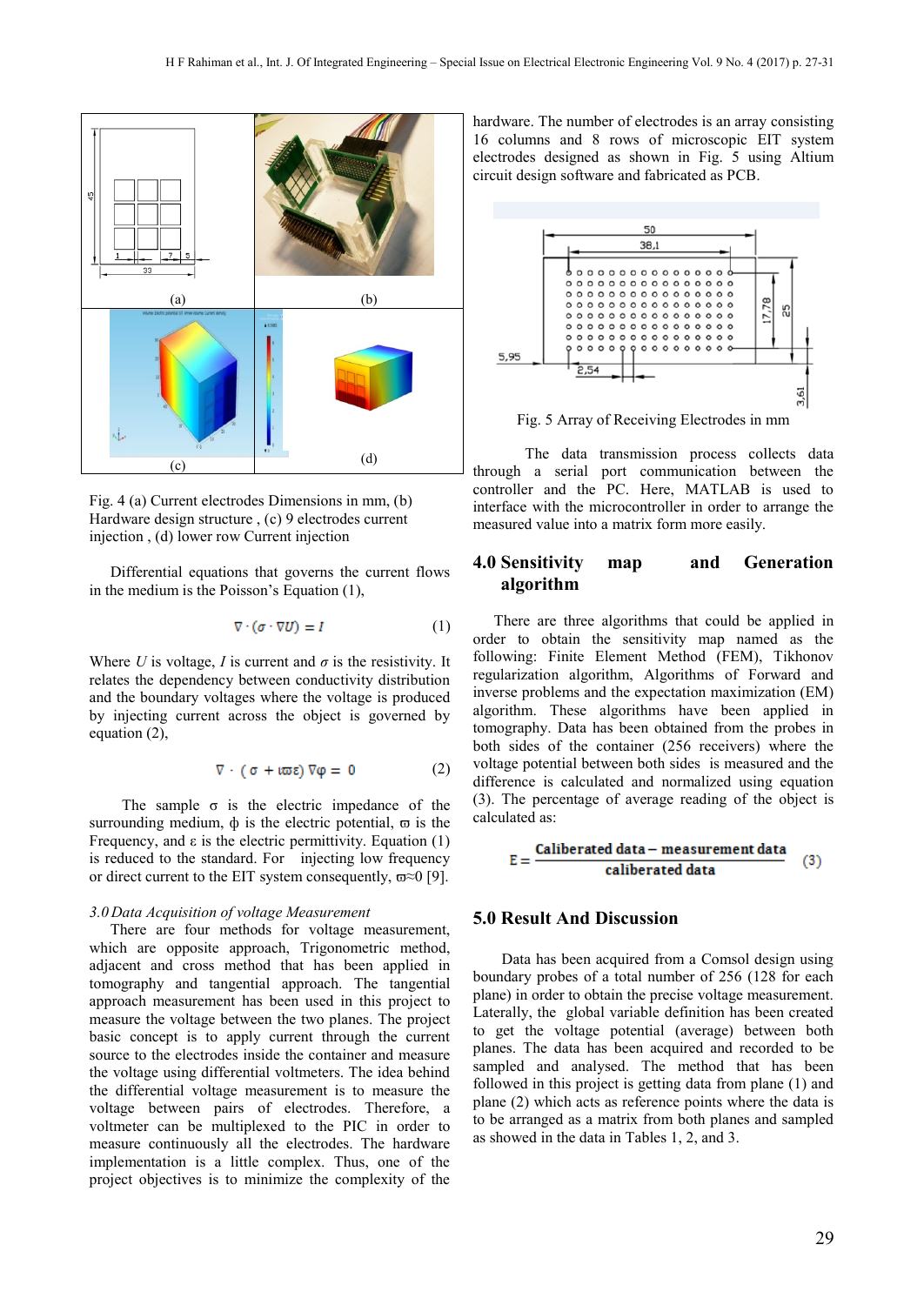Fig. 4 (a) Current electrodes Dimensions in mm, (b) Hardware design structure , (c) 9 electrodes current injection , (d) lower row Current injection

Differential equations that governs the current flows in the medium is the Poisson's Equation (1),

$$\nabla \cdot (\sigma \cdot \nabla U) = I \tag{1}$$

Where $U$ is voltage, $I$ is current and $\sigma$ is the resistivity. It relates the dependency between conductivity distribution and the boundary voltages where the voltage is produced by injecting current across the object is governed by equation (2),

$$\nabla \cdot (\sigma + \iota\varpi\varepsilon)\nabla\varphi = 0 \tag{2}$$

The sample σ is the electric impedance of the surrounding medium, ϕ is the electric potential, ϖ is the Frequency, and ε is the electric permittivity. Equation (1) is reduced to the standard. For injecting low frequency or direct current to the EIT system consequently, $\varpi \approx 0$ [9].

*3.0 Data Acquisition of voltage Measurement*

There are four methods for voltage measurement, which are opposite approach, Trigonometric method, adjacent and cross method that has been applied in tomography and tangential approach. The tangential approach measurement has been used in this project to measure the voltage between the two planes. The project basic concept is to apply current through the current source to the electrodes inside the container and measure the voltage using differential voltmeters. The idea behind the differential voltage measurement is to measure the voltage between pairs of electrodes. Therefore, a voltmeter can be multiplexed to the PIC in order to measure continuously all the electrodes. The hardware implementation is a little complex. Thus, one of the project objectives is to minimize the complexity of the hardware. The number of electrodes is an array consisting 16 columns and 8 rows of microscopic EIT system electrodes designed as shown in Fig. 5 using Altium circuit design software and fabricated as PCB.

Fig. 5 Array of Receiving Electrodes in mm

The data transmission process collects data through a serial port communication between the controller and the PC. Here, MATLAB is used to interface with the microcontroller in order to arrange the measured value into a matrix form more easily.

## 4.0 Sensitivity map and Generation algorithm

There are three algorithms that could be applied in order to obtain the sensitivity map named as the following: Finite Element Method (FEM), Tikhonov regularization algorithm, Algorithms of Forward and inverse problems and the expectation maximization (EM) algorithm. These algorithms have been applied in tomography. Data has been obtained from the probes in both sides of the container (256 receivers) where the voltage potential between both sides is measured and the difference is calculated and normalized using equation (3). The percentage of average reading of the object is calculated as:

$$E = \frac{\text{Caliberated data} - \text{measurement data}}{\text{caliberated data}} \tag{3}$$

## 5.0 Result And Discussion

Data has been acquired from a Comsol design using boundary probes of a total number of 256 (128 for each plane) in order to obtain the precise voltage measurement. Laterally, the global variable definition has been created to get the voltage potential (average) between both planes. The data has been acquired and recorded to be sampled and analysed. The method that has been followed in this project is getting data from plane (1) and plane (2) which acts as reference points where the data is to be arranged as a matrix from both planes and sampled as showed in the data in Tables 1, 2, and 3.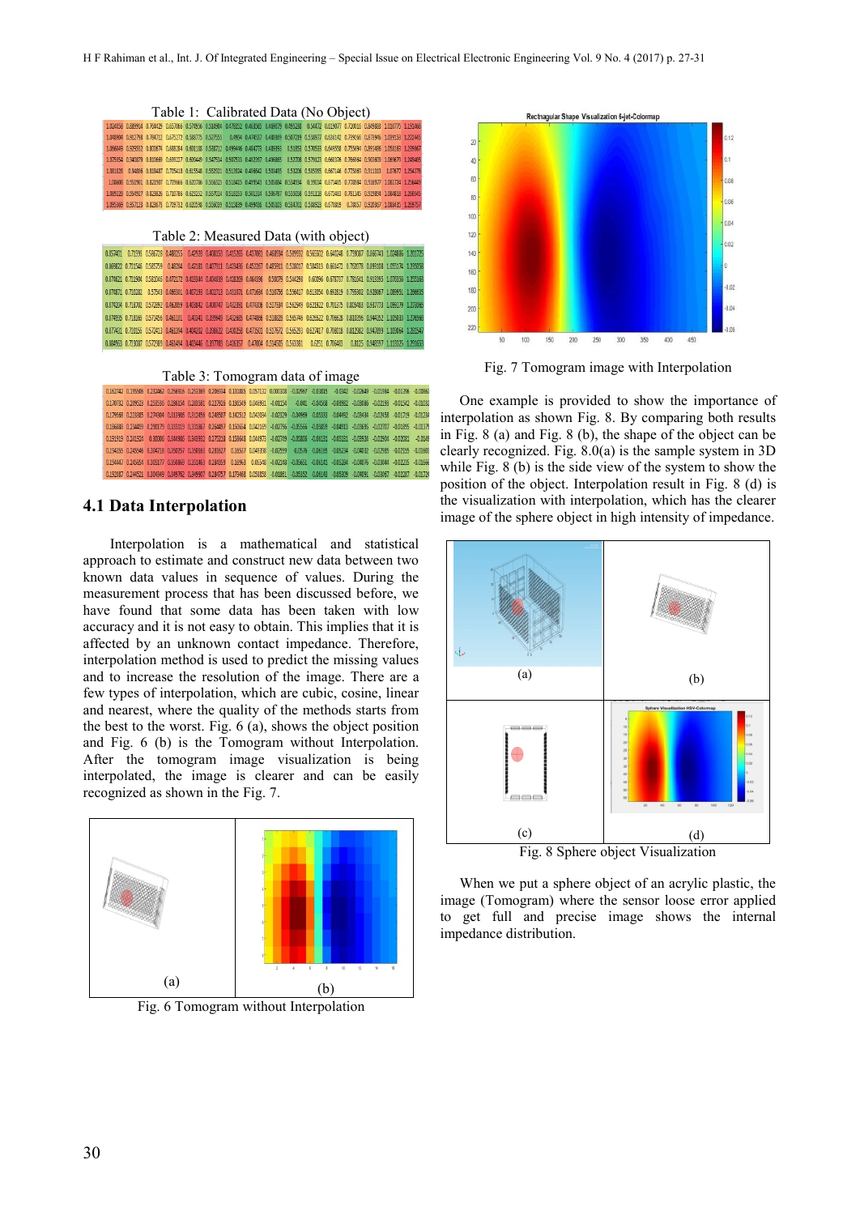Table 1: Calibrated Data (No Object)

Table 2: Measured Data (with object)

Table 3: Tomogram data of image

## 4.1 Data Interpolation

Interpolation is a mathematical and statistical approach to estimate and construct new data between two known data values in sequence of values. During the measurement process that has been discussed before, we have found that some data has been taken with low accuracy and it is not easy to obtain. This implies that it is affected by an unknown contact impedance. Therefore, interpolation method is used to predict the missing values and to increase the resolution of the image. There are a few types of interpolation, which are cubic, cosine, linear and nearest, where the quality of the methods starts from the best to the worst. Fig. 6 (a), shows the object position and Fig. 6 (b) is the Tomogram without Interpolation. After the tomogram image visualization is being interpolated, the image is clearer and can be easily recognized as shown in the Fig. 7.

Fig. 6 Tomogram without Interpolation

Fig. 7 Tomogram image with Interpolation

One example is provided to show the importance of interpolation as shown Fig. 8. By comparing both results in Fig. 8 (a) and Fig. 8 (b), the shape of the object can be clearly recognized. Fig. 8.0(a) is the sample system in 3D while Fig. 8 (b) is the side view of the system to show the position of the object. Interpolation result in Fig. 8 (d) is the visualization with interpolation, which has the clearer image of the sphere object in high intensity of impedance.

Fig. 8 Sphere object Visualization

When we put a sphere object of an acrylic plastic, the image (Tomogram) where the sensor loose error applied to get full and precise image shows the internal impedance distribution.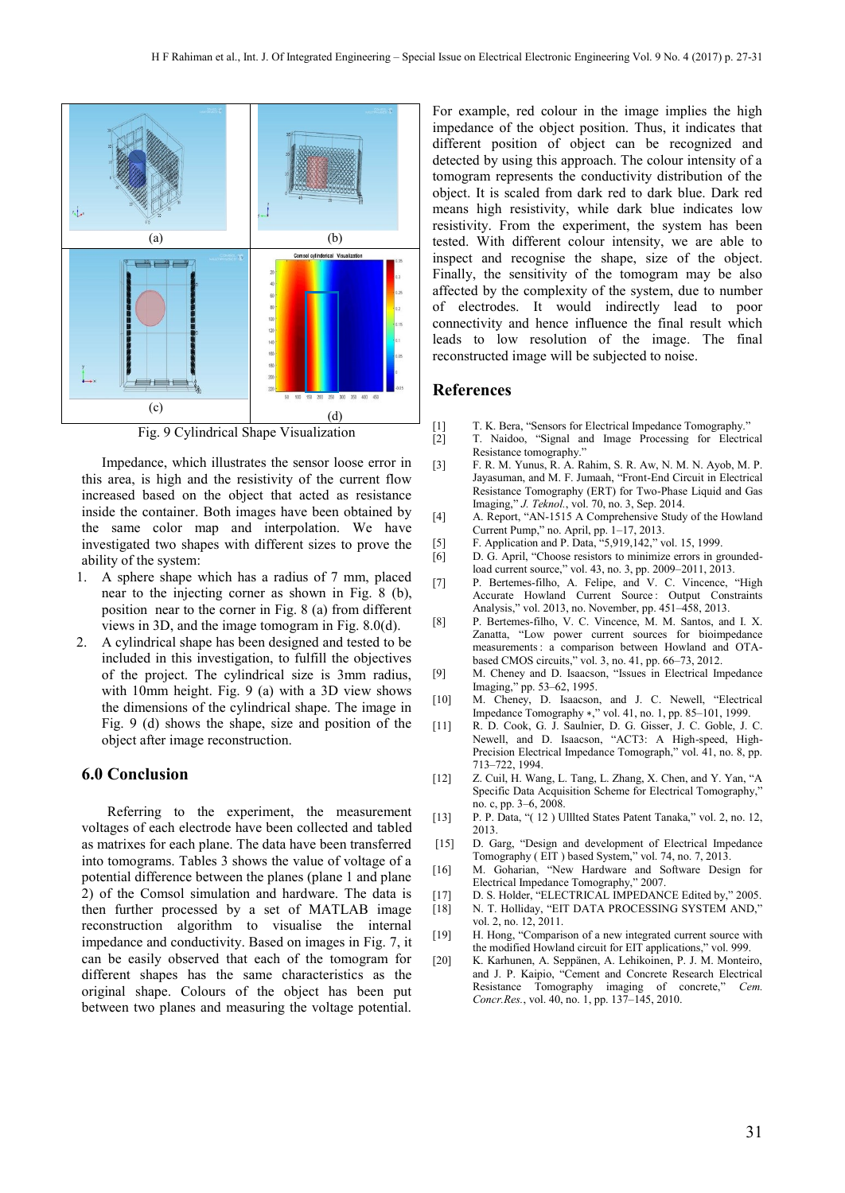(a)

(b)

(c)

Comsol cylindrical Visualization

(d)

Fig. 9 Cylindrical Shape Visualization

Impedance, which illustrates the sensor loose error in this area, is high and the resistivity of the current flow increased based on the object that acted as resistance inside the container. Both images have been obtained by the same color map and interpolation. We have investigated two shapes with different sizes to prove the ability of the system:

1. A sphere shape which has a radius of 7 mm, placed near to the injecting corner as shown in Fig. 8 (b), position near to the corner in Fig. 8 (a) from different views in 3D, and the image tomogram in Fig. 8.0(d).
2. A cylindrical shape has been designed and tested to be included in this investigation, to fulfill the objectives of the project. The cylindrical size is 3mm radius, with 10mm height. Fig. 9 (a) with a 3D view shows the dimensions of the cylindrical shape. The image in Fig. 9 (d) shows the shape, size and position of the object after image reconstruction.

## 6.0 Conclusion

Referring to the experiment, the measurement voltages of each electrode have been collected and tabled as matrixes for each plane. The data have been transferred into tomograms. Tables 3 shows the value of voltage of a potential difference between the planes (plane 1 and plane 2) of the Comsol simulation and hardware. The data is then further processed by a set of MATLAB image reconstruction algorithm to visualise the internal impedance and conductivity. Based on images in Fig. 7, it can be easily observed that each of the tomogram for different shapes has the same characteristics as the original shape. Colours of the object has been put between two planes and measuring the voltage potential. For example, red colour in the image implies the high impedance of the object position. Thus, it indicates that different position of object can be recognized and detected by using this approach. The colour intensity of a tomogram represents the conductivity distribution of the object. It is scaled from dark red to dark blue. Dark red means high resistivity, while dark blue indicates low resistivity. From the experiment, the system has been tested. With different colour intensity, we are able to inspect and recognise the shape, size of the object. Finally, the sensitivity of the tomogram may be also affected by the complexity of the system, due to number of electrodes. It would indirectly lead to poor connectivity and hence influence the final result which leads to low resolution of the image. The final reconstructed image will be subjected to noise.

## References

[1] T. K. Bera, "Sensors for Electrical Impedance Tomography."

[2] T. Naidoo, "Signal and Image Processing for Electrical Resistance tomography."

[3] F. R. M. Yunus, R. A. Rahim, S. R. Aw, N. M. N. Ayob, M. P. Jayasuman, and M. F. Jumaah, "Front-End Circuit in Electrical Resistance Tomography (ERT) for Two-Phase Liquid and Gas Imaging," *J. Teknol.*, vol. 70, no. 3, Sep. 2014.

[4] A. Report, "AN-1515 A Comprehensive Study of the Howland Current Pump," no. April, pp. 1–17, 2013.

[5] F. Application and P. Data, "5,919,142," vol. 15, 1999.

[6] D. G. April, "Choose resistors to minimize errors in grounded-load current source," vol. 43, no. 3, pp. 2009–2011, 2013.

[7] P. Bertemes-filho, A. Felipe, and V. C. Vincence, "High Accurate Howland Current Source : Output Constraints Analysis," vol. 2013, no. November, pp. 451–458, 2013.

[8] P. Bertemes-filho, V. C. Vincence, M. M. Santos, and I. X. Zanatta, "Low power current sources for bioimpedance measurements : a comparison between Howland and OTA-based CMOS circuits," vol. 3, no. 41, pp. 66–73, 2012.

[9] M. Cheney and D. Isaacson, "Issues in Electrical Impedance Imaging," pp. 53–62, 1995.

[10] M. Cheney, D. Isaacson, and J. C. Newell, "Electrical Impedance Tomography ∗," vol. 41, no. 1, pp. 85–101, 1999.

[11] R. D. Cook, G. J. Saulnier, D. G. Gisser, J. C. Goble, J. C. Newell, and D. Isaacson, "ACT3: A High-speed, High-Precision Electrical Impedance Tomograph," vol. 41, no. 8, pp. 713–722, 1994.

[12] Z. Cuil, H. Wang, L. Tang, L. Zhang, X. Chen, and Y. Yan, "A Specific Data Acquisition Scheme for Electrical Tomography," no. c, pp. 3–6, 2008.

[13] P. P. Data, "( 12 ) Ullited States Patent Tanaka," vol. 2, no. 12, 2013.

[15] D. Garg, "Design and development of Electrical Impedance Tomography ( EIT ) based System," vol. 74, no. 7, 2013.

[16] M. Goharian, "New Hardware and Software Design for Electrical Impedance Tomography," 2007.

[17] D. S. Holder, "ELECTRICAL IMPEDANCE Edited by," 2005.

[18] N. T. Holliday, "EIT DATA PROCESSING SYSTEM AND," vol. 2, no. 12, 2011.

[19] H. Hong, "Comparison of a new integrated current source with the modified Howland circuit for EIT applications," vol. 999.

[20] K. Karhunen, A. Seppänen, A. Lehikoinen, P. J. M. Monteiro, and J. P. Kaipio, "Cement and Concrete Research Electrical Resistance Tomography imaging of concrete," *Cem. Concr.Res.*, vol. 40, no. 1, pp. 137–145, 2010.